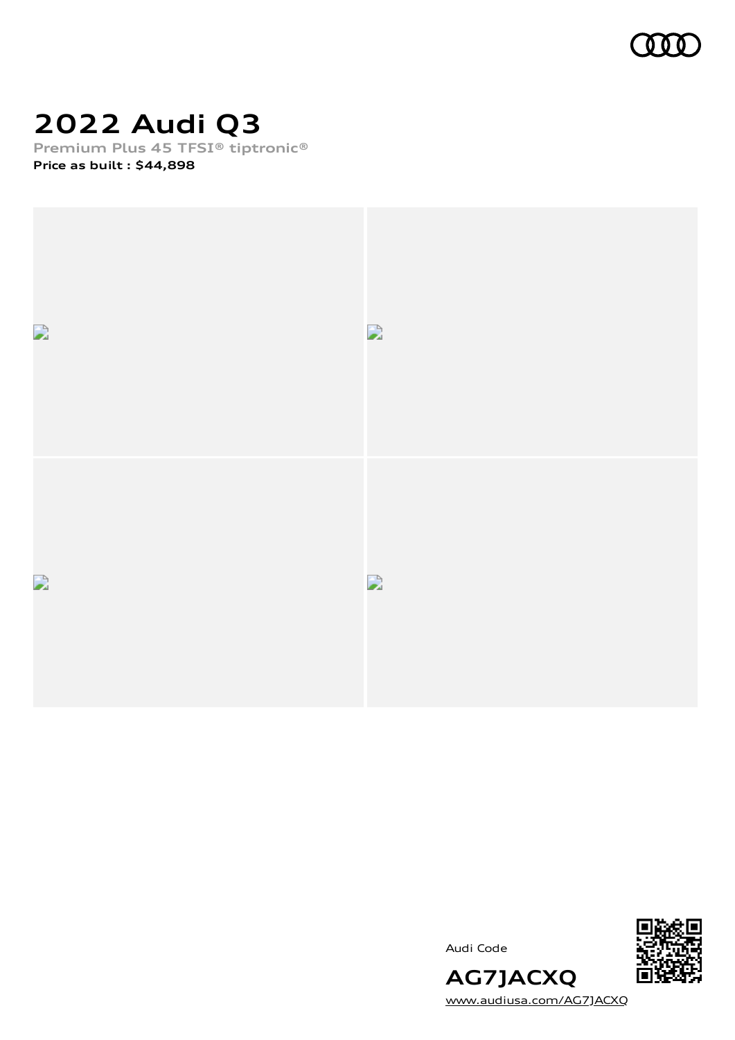# 2022 Audi Q3

**Premium Plus 45 TFSI® tiptronic®**

**Price as built : $44,898**

Audi Code

**AG7JACXQ**

www.audiusa.com/AG7JACXQ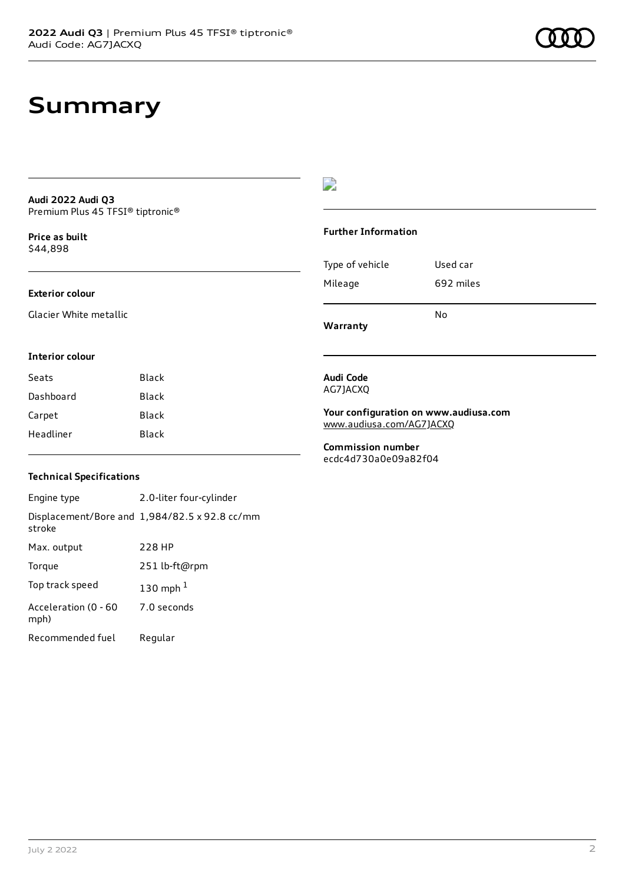# Summary

**Audi 2022 Audi Q3**
Premium Plus 45 TFSI® tiptronic®

**Price as built**
$44,898

### Exterior colour

Glacier White metallic

### Interior colour

| Seats | Black |
| --- | --- |
| Dashboard | Black |
| Carpet | Black |
| Headliner | Black |

### Technical Specifications

| Engine type | 2.0-liter four-cylinder |
| --- | --- |
| Displacement/Bore and stroke | 1,984/82.5 x 92.8 cc/mm |
| Max. output | 228 HP |
| Torque | 251 lb-ft@rpm |
| Top track speed | 130 mph [1] |
| Acceleration (0 - 60 mph) | 7.0 seconds |
| Recommended fuel | Regular |

### Further Information

| Type of vehicle | Used car |
| --- | --- |
| Mileage | 692 miles |
| **Warranty** | No |

**Audi Code**
AG7JACXQ

**Your configuration on www.audiusa.com**
www.audiusa.com/AG7JACXQ

**Commission number**
ecdc4d730a0e09a82f04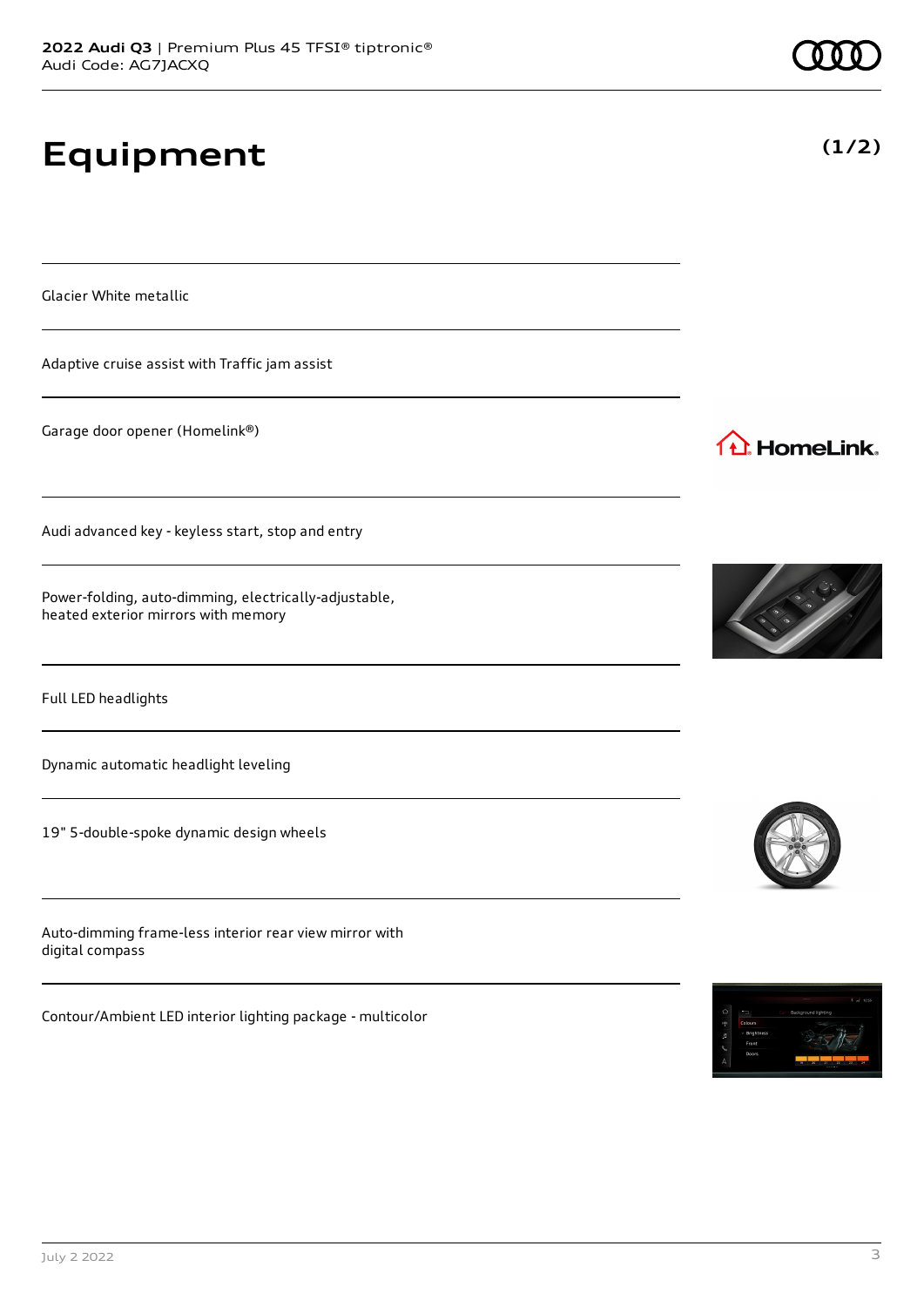# Equipment

(1/2)

Glacier White metallic

Adaptive cruise assist with Traffic jam assist

Garage door opener (Homelink®)

Audi advanced key - keyless start, stop and entry

Power-folding, auto-dimming, electrically-adjustable, heated exterior mirrors with memory

Full LED headlights

Dynamic automatic headlight leveling

19" 5-double-spoke dynamic design wheels

Auto-dimming frame-less interior rear view mirror with digital compass

Contour/Ambient LED interior lighting package - multicolor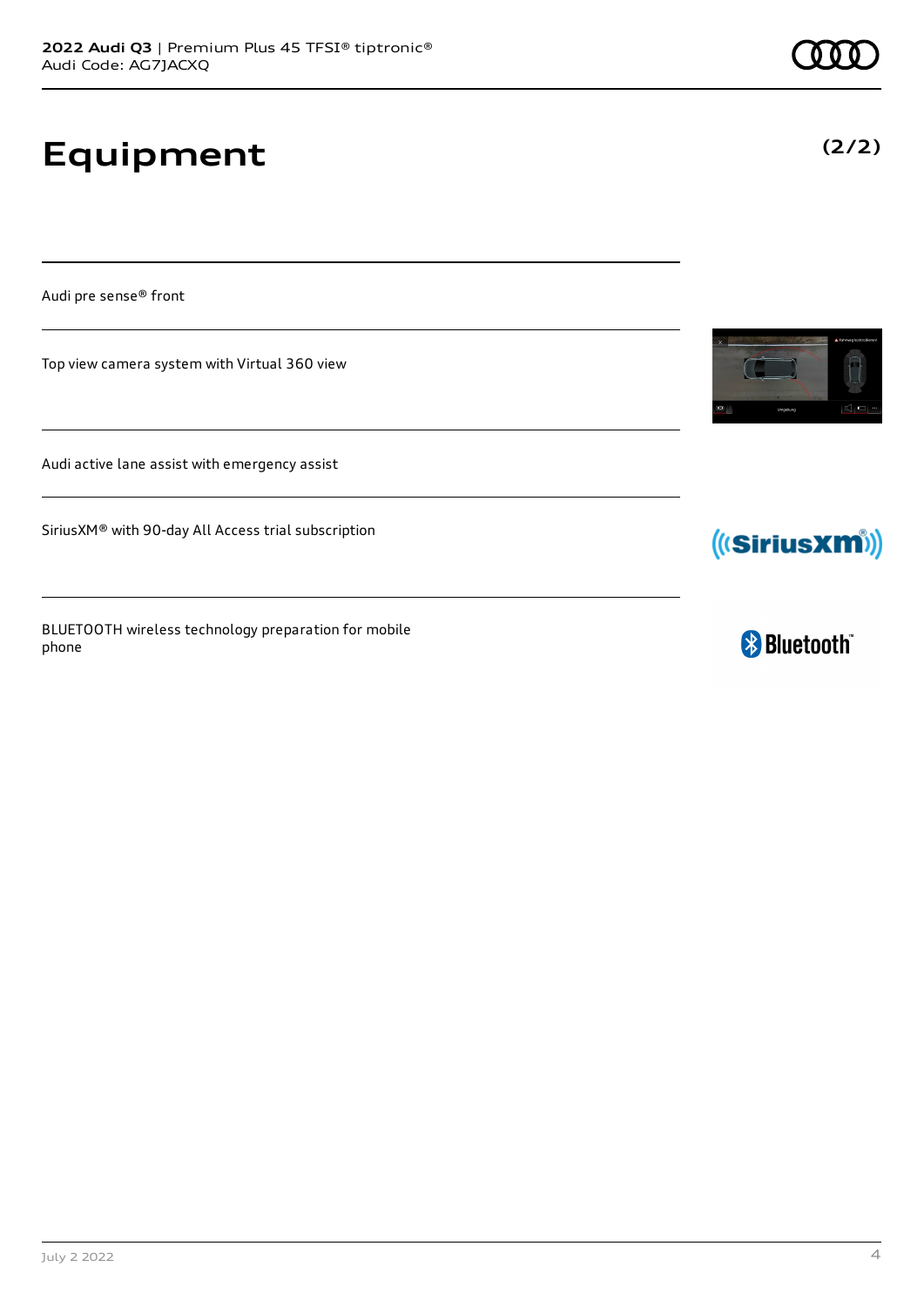# Equipment

(2/2)

Audi pre sense® front

Top view camera system with Virtual 360 view

Audi active lane assist with emergency assist

SiriusXM® with 90-day All Access trial subscription

BLUETOOTH wireless technology preparation for mobile phone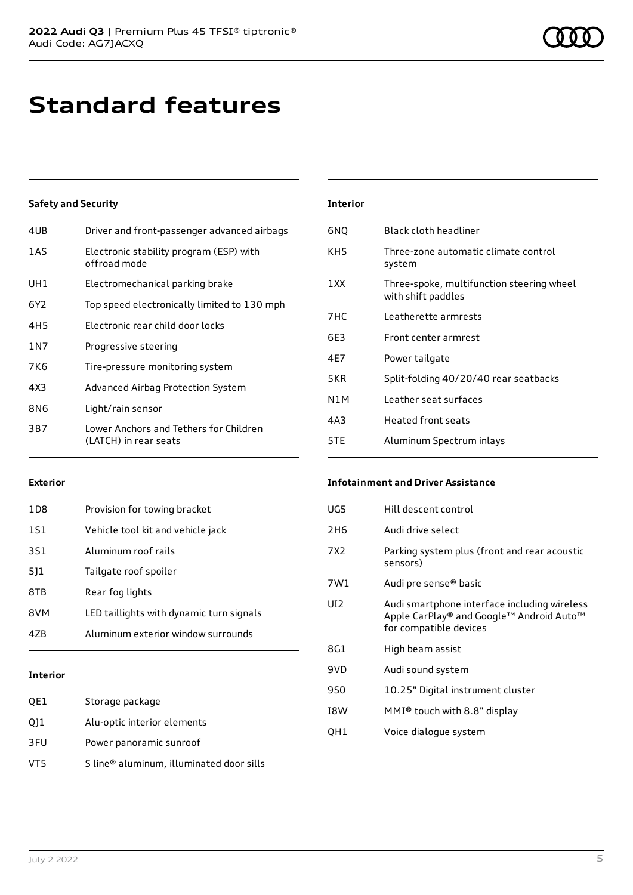# Standard features

### Safety and Security

| | |
|---|---|
| 4UB | Driver and front-passenger advanced airbags |
| 1AS | Electronic stability program (ESP) with offroad mode |
| UH1 | Electromechanical parking brake |
| 6Y2 | Top speed electronically limited to 130 mph |
| 4H5 | Electronic rear child door locks |
| 1N7 | Progressive steering |
| 7K6 | Tire-pressure monitoring system |
| 4X3 | Advanced Airbag Protection System |
| 8N6 | Light/rain sensor |
| 3B7 | Lower Anchors and Tethers for Children (LATCH) in rear seats |

### Exterior

| | |
|---|---|
| 1D8 | Provision for towing bracket |
| 1S1 | Vehicle tool kit and vehicle jack |
| 3S1 | Aluminum roof rails |
| 5J1 | Tailgate roof spoiler |
| 8TB | Rear fog lights |
| 8VM | LED taillights with dynamic turn signals |
| 4ZB | Aluminum exterior window surrounds |

### Interior

| | |
|---|---|
| QE1 | Storage package |
| QJ1 | Alu-optic interior elements |
| 3FU | Power panoramic sunroof |
| VT5 | S line® aluminum, illuminated door sills |

### Interior

| | |
|---|---|
| 6NQ | Black cloth headliner |
| KH5 | Three-zone automatic climate control system |
| 1XX | Three-spoke, multifunction steering wheel with shift paddles |
| 7HC | Leatherette armrests |
| 6E3 | Front center armrest |
| 4E7 | Power tailgate |
| 5KR | Split-folding 40/20/40 rear seatbacks |
| N1M | Leather seat surfaces |
| 4A3 | Heated front seats |
| 5TE | Aluminum Spectrum inlays |

### Infotainment and Driver Assistance

| | |
|---|---|
| UG5 | Hill descent control |
| 2H6 | Audi drive select |
| 7X2 | Parking system plus (front and rear acoustic sensors) |
| 7W1 | Audi pre sense® basic |
| UI2 | Audi smartphone interface including wireless Apple CarPlay® and Google™ Android Auto™ for compatible devices |
| 8G1 | High beam assist |
| 9VD | Audi sound system |
| 9S0 | 10.25" Digital instrument cluster |
| I8W | MMI® touch with 8.8" display |
| QH1 | Voice dialogue system |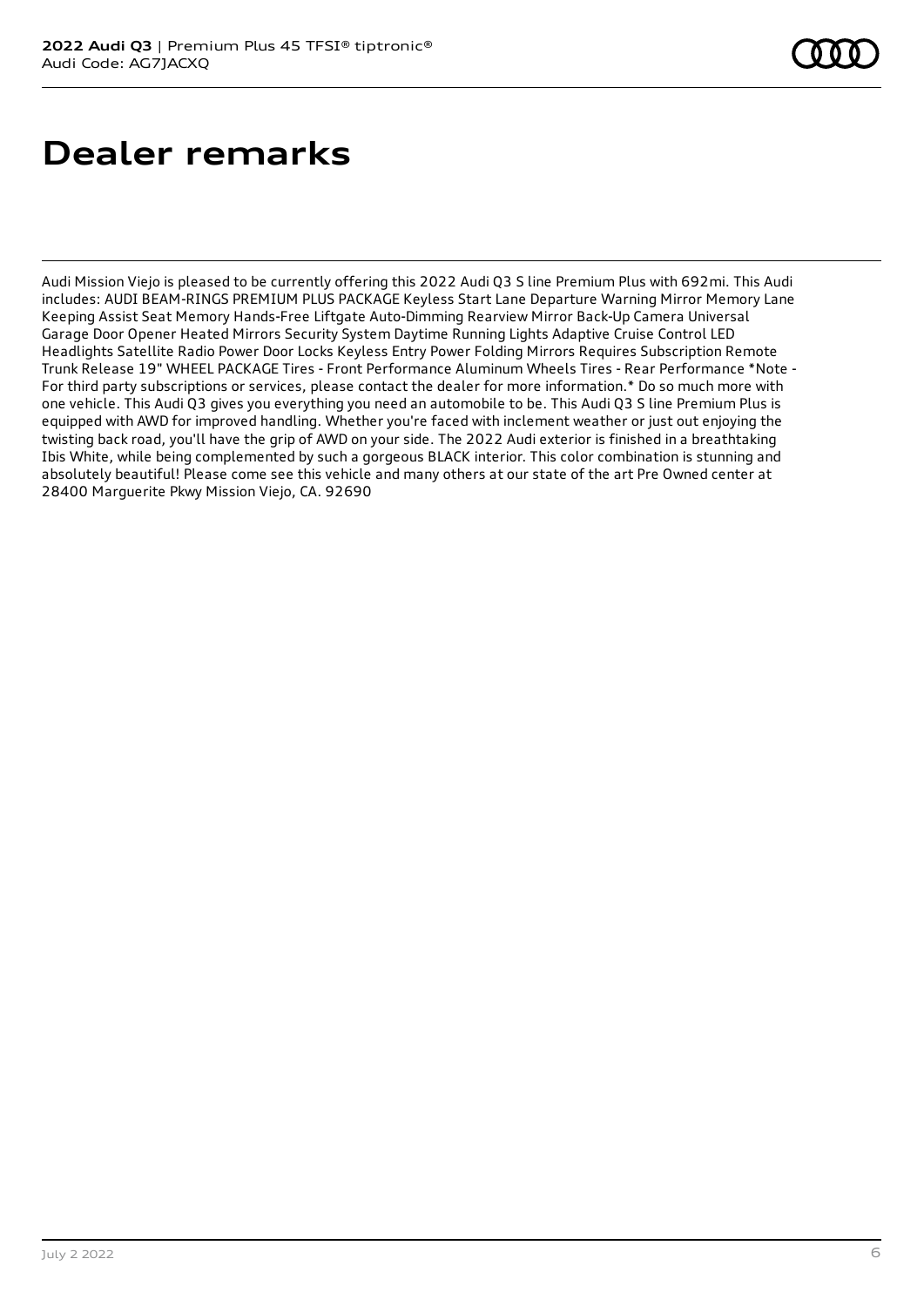# Dealer remarks

Audi Mission Viejo is pleased to be currently offering this 2022 Audi Q3 S line Premium Plus with 692mi. This Audi includes: AUDI BEAM-RINGS PREMIUM PLUS PACKAGE Keyless Start Lane Departure Warning Mirror Memory Lane Keeping Assist Seat Memory Hands-Free Liftgate Auto-Dimming Rearview Mirror Back-Up Camera Universal Garage Door Opener Heated Mirrors Security System Daytime Running Lights Adaptive Cruise Control LED Headlights Satellite Radio Power Door Locks Keyless Entry Power Folding Mirrors Requires Subscription Remote Trunk Release 19" WHEEL PACKAGE Tires - Front Performance Aluminum Wheels Tires - Rear Performance *Note - For third party subscriptions or services, please contact the dealer for more information.* Do so much more with one vehicle. This Audi Q3 gives you everything you need an automobile to be. This Audi Q3 S line Premium Plus is equipped with AWD for improved handling. Whether you're faced with inclement weather or just out enjoying the twisting back road, you'll have the grip of AWD on your side. The 2022 Audi exterior is finished in a breathtaking Ibis White, while being complemented by such a gorgeous BLACK interior. This color combination is stunning and absolutely beautiful! Please come see this vehicle and many others at our state of the art Pre Owned center at 28400 Marguerite Pkwy Mission Viejo, CA. 92690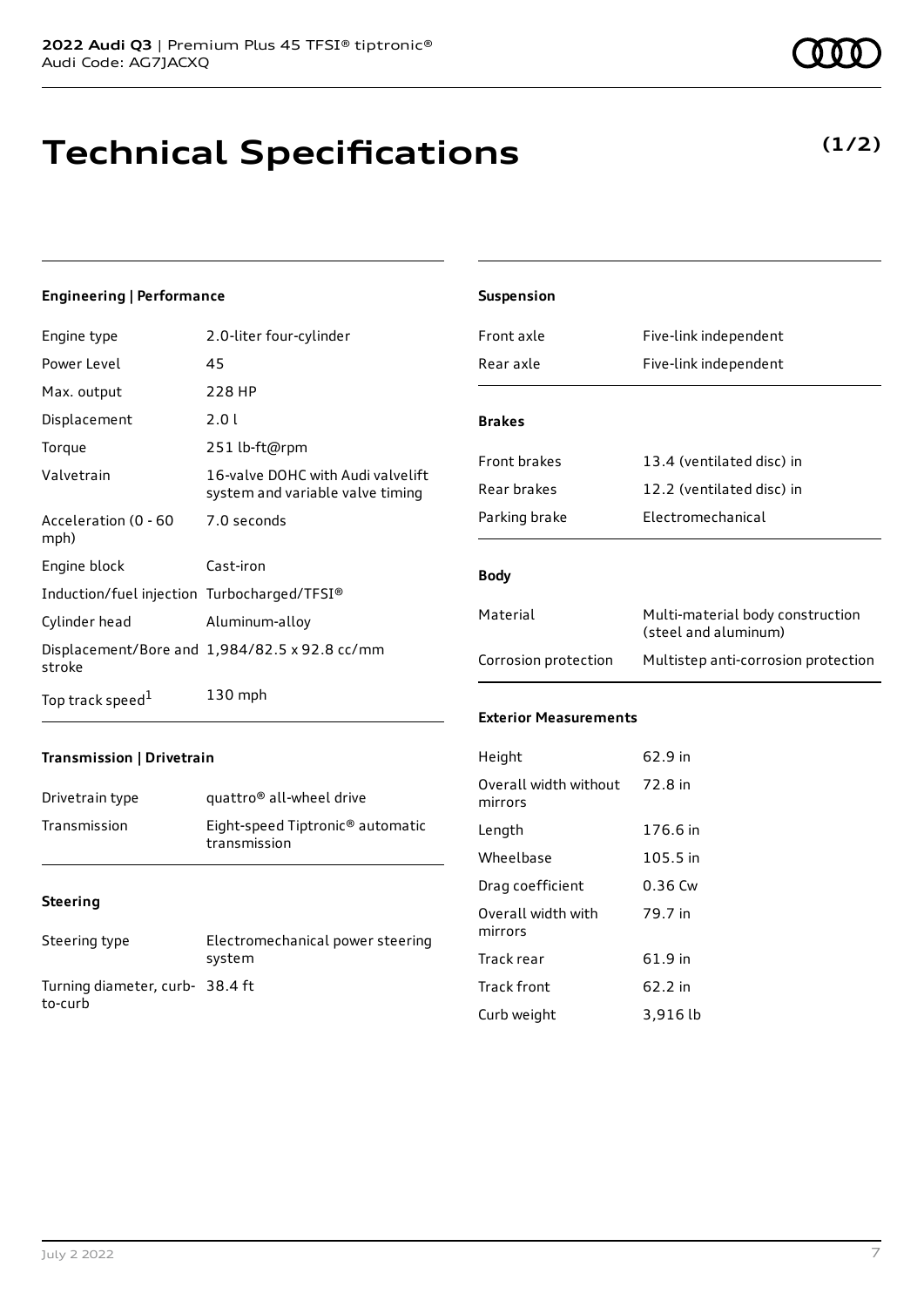# Technical Specifications

**(1/2)**

### Engineering | Performance

| | |
|---|---|
| Engine type | 2.0-liter four-cylinder |
| Power Level | 45 |
| Max. output | 228 HP |
| Displacement | 2.0 l |
| Torque | 251 lb-ft@rpm |
| Valvetrain | 16-valve DOHC with Audi valvelift system and variable valve timing |
| Acceleration (0 - 60 mph) | 7.0 seconds |
| Engine block | Cast-iron |
| Induction/fuel injection | Turbocharged/TFSI® |
| Cylinder head | Aluminum-alloy |
| Displacement/Bore and stroke | 1,984/82.5 x 92.8 cc/mm |
| Top track speed[1] | 130 mph |

### Transmission | Drivetrain

| | |
|---|---|
| Drivetrain type | quattro® all-wheel drive |
| Transmission | Eight-speed Tiptronic® automatic transmission |

### Steering

| | |
|---|---|
| Steering type | Electromechanical power steering system |
| Turning diameter, curb-to-curb | 38.4 ft |

### Suspension

| | |
|---|---|
| Front axle | Five-link independent |
| Rear axle | Five-link independent |

### Brakes

| | |
|---|---|
| Front brakes | 13.4 (ventilated disc) in |
| Rear brakes | 12.2 (ventilated disc) in |
| Parking brake | Electromechanical |

### Body

| | |
|---|---|
| Material | Multi-material body construction (steel and aluminum) |
| Corrosion protection | Multistep anti-corrosion protection |

### Exterior Measurements

| | |
|---|---|
| Height | 62.9 in |
| Overall width without mirrors | 72.8 in |
| Length | 176.6 in |
| Wheelbase | 105.5 in |
| Drag coefficient | 0.36 Cw |
| Overall width with mirrors | 79.7 in |
| Track rear | 61.9 in |
| Track front | 62.2 in |
| Curb weight | 3,916 lb |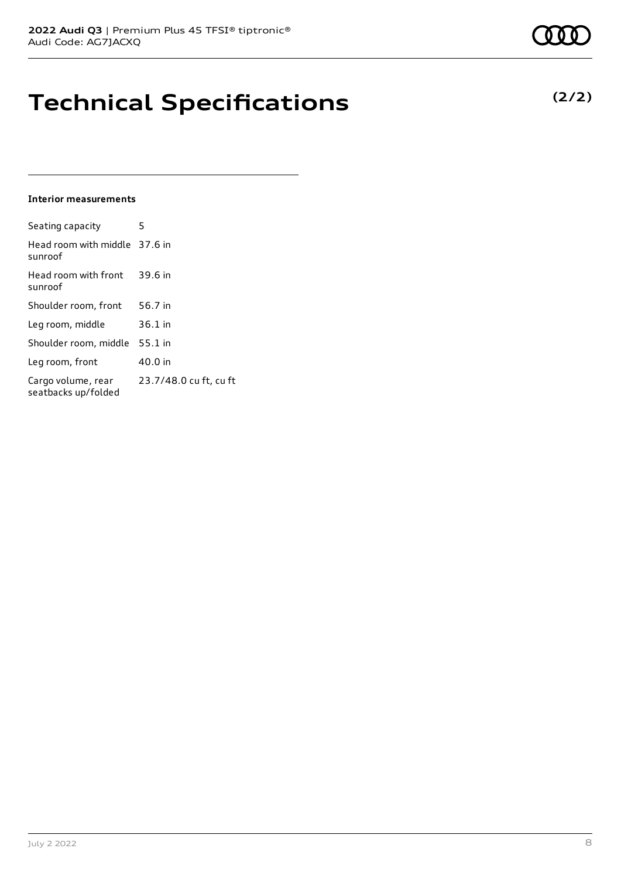# Technical Specifications

**(2/2)**

#### Interior measurements

| | |
|---|---|
| Seating capacity | 5 |
| Head room with middle sunroof | 37.6 in |
| Head room with front sunroof | 39.6 in |
| Shoulder room, front | 56.7 in |
| Leg room, middle | 36.1 in |
| Shoulder room, middle | 55.1 in |
| Leg room, front | 40.0 in |
| Cargo volume, rear seatbacks up/folded | 23.7/48.0 cu ft, cu ft |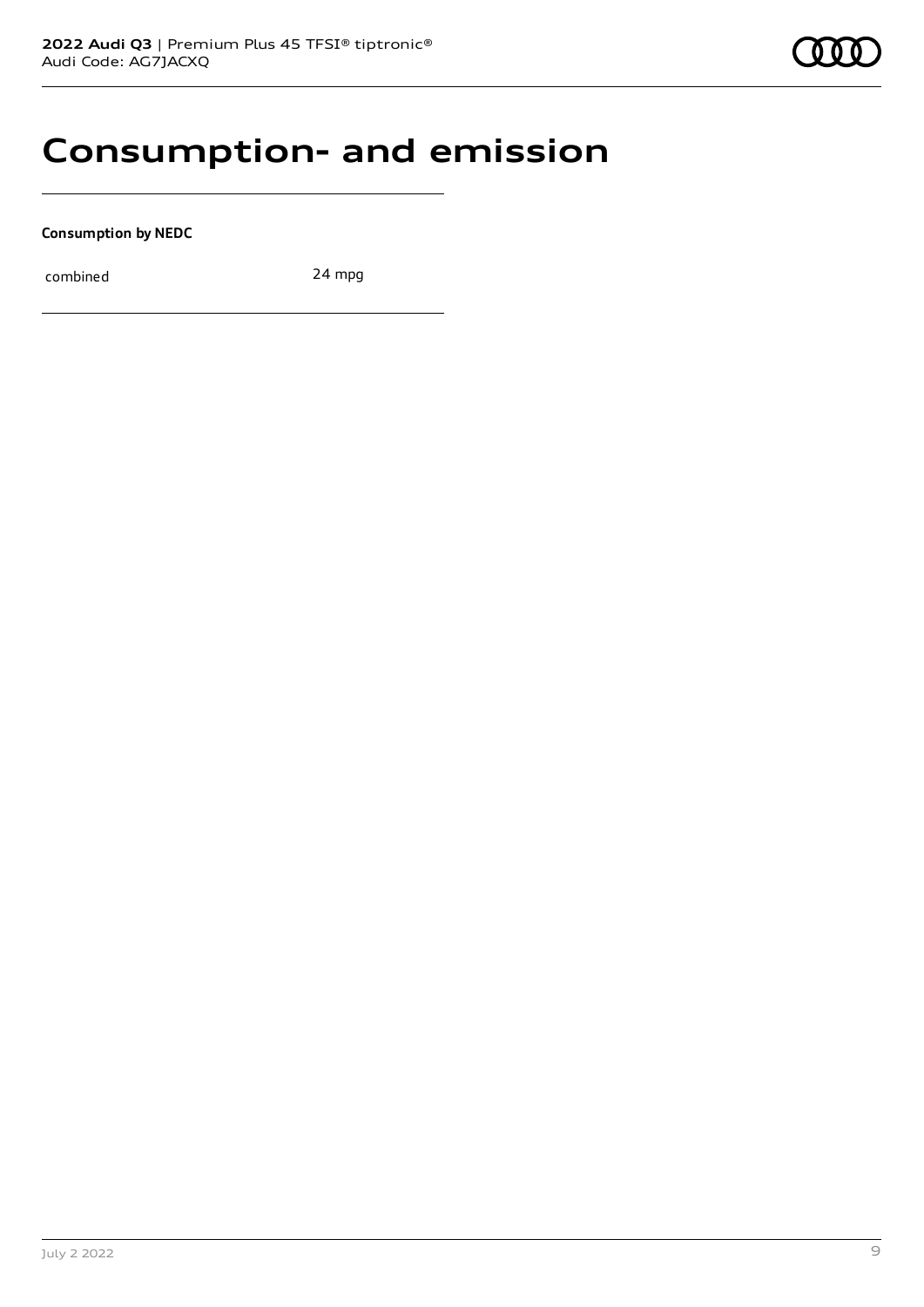# Consumption- and emission

**Consumption by NEDC**

| | |
|---|---|
| combined | 24 mpg |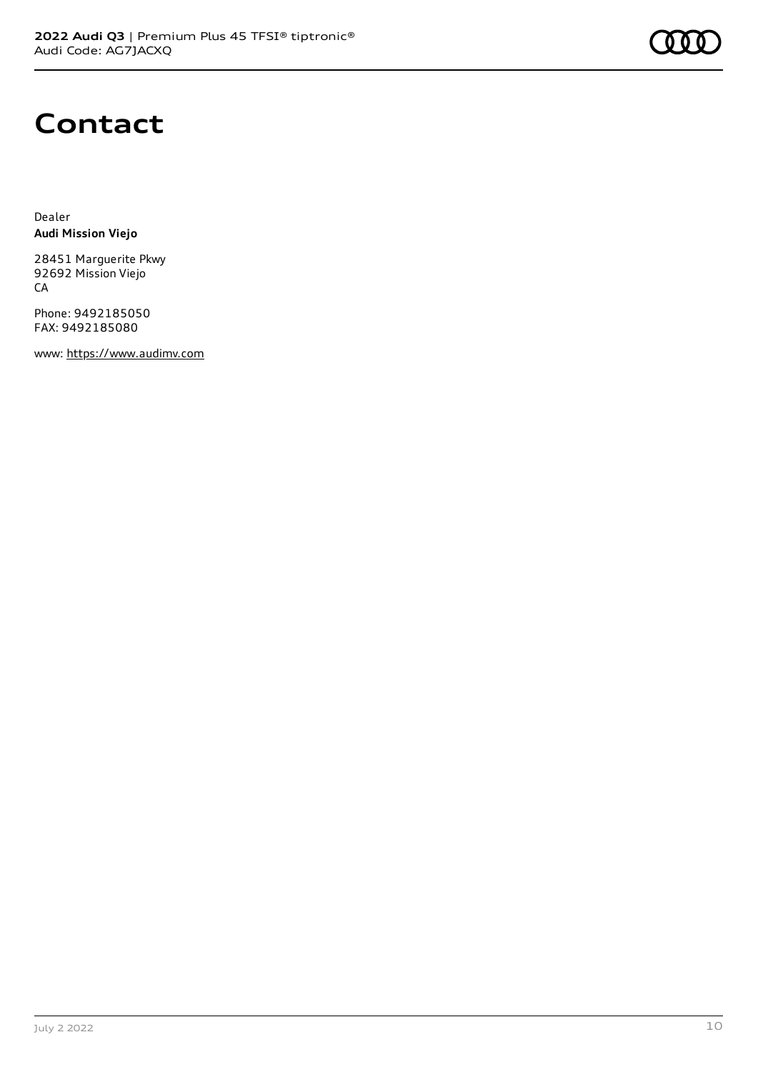# Contact

Dealer
**Audi Mission Viejo**

28451 Marguerite Pkwy
92692 Mission Viejo
CA

Phone: 9492185050
FAX: 9492185080

www: https://www.audimv.com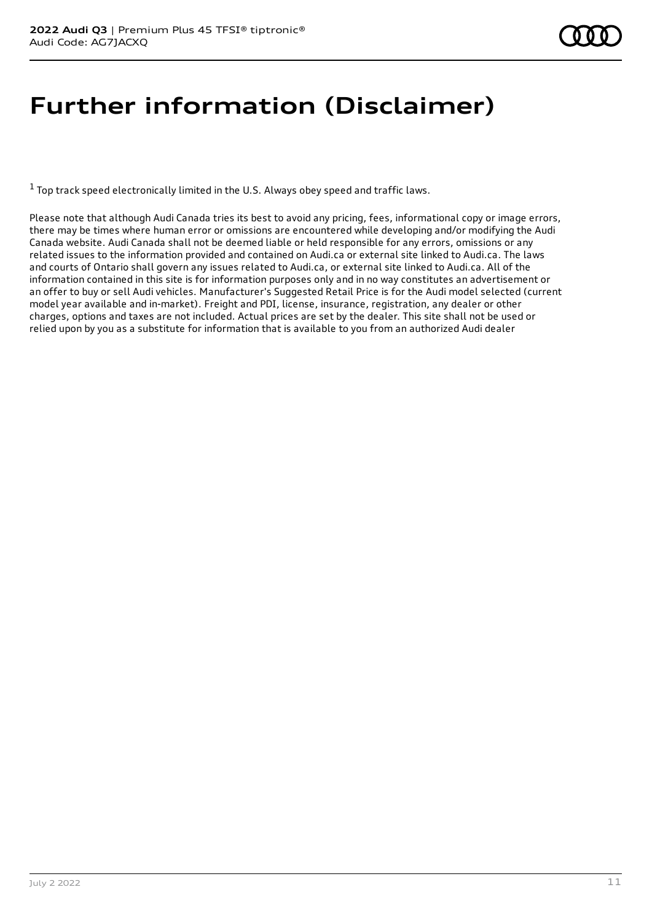# Further information (Disclaimer)

[1] Top track speed electronically limited in the U.S. Always obey speed and traffic laws.

Please note that although Audi Canada tries its best to avoid any pricing, fees, informational copy or image errors, there may be times where human error or omissions are encountered while developing and/or modifying the Audi Canada website. Audi Canada shall not be deemed liable or held responsible for any errors, omissions or any related issues to the information provided and contained on Audi.ca or external site linked to Audi.ca. The laws and courts of Ontario shall govern any issues related to Audi.ca, or external site linked to Audi.ca. All of the information contained in this site is for information purposes only and in no way constitutes an advertisement or an offer to buy or sell Audi vehicles. Manufacturer's Suggested Retail Price is for the Audi model selected (current model year available and in-market). Freight and PDI, license, insurance, registration, any dealer or other charges, options and taxes are not included. Actual prices are set by the dealer. This site shall not be used or relied upon by you as a substitute for information that is available to you from an authorized Audi dealer